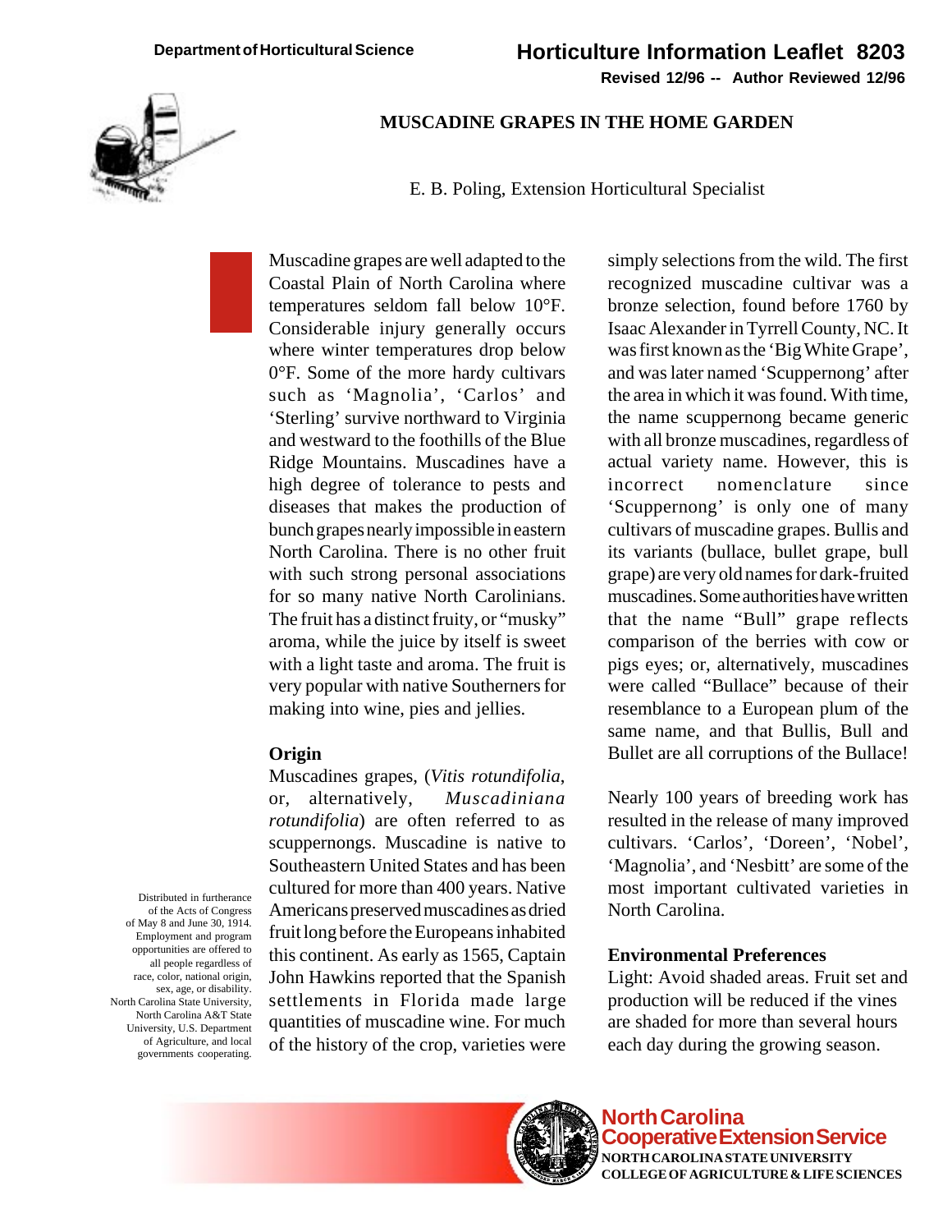Department of Horticultural Science

# Horticulture Information Leaflet 8203

**Revised 12/96 -- Author Reviewed 12/96**

## MUSCADINE GRAPES IN THE HOME GARDEN

E. B. Poling, Extension Horticultural Specialist

Muscadine grapes are well adapted to the Coastal Plain of North Carolina where temperatures seldom fall below 10°F. Considerable injury generally occurs where winter temperatures drop below 0°F. Some of the more hardy cultivars such as 'Magnolia', 'Carlos' and 'Sterling' survive northward to Virginia and westward to the foothills of the Blue Ridge Mountains. Muscadines have a high degree of tolerance to pests and diseases that makes the production of bunch grapes nearly impossible in eastern North Carolina. There is no other fruit with such strong personal associations for so many native North Carolinians. The fruit has a distinct fruity, or "musky" aroma, while the juice by itself is sweet with a light taste and aroma. The fruit is very popular with native Southerners for making into wine, pies and jellies.

### Origin

Muscadines grapes, (*Vitis rotundifolia*, or, alternatively, *Muscadiniana rotundifolia*) are often referred to as scuppernongs. Muscadine is native to Southeastern United States and has been cultured for more than 400 years. Native Americans preserved muscadines as dried fruit long before the Europeans inhabited this continent. As early as 1565, Captain John Hawkins reported that the Spanish settlements in Florida made large quantities of muscadine wine. For much of the history of the crop, varieties were simply selections from the wild. The first recognized muscadine cultivar was a bronze selection, found before 1760 by Isaac Alexander in Tyrrell County, NC. It was first known as the 'Big White Grape', and was later named 'Scuppernong' after the area in which it was found. With time, the name scuppernong became generic with all bronze muscadines, regardless of actual variety name. However, this is incorrect nomenclature since 'Scuppernong' is only one of many cultivars of muscadine grapes. Bullis and its variants (bullace, bullet grape, bull grape) are very old names for dark-fruited muscadines. Some authorities have written that the name "Bull" grape reflects comparison of the berries with cow or pigs eyes; or, alternatively, muscadines were called "Bullace" because of their resemblance to a European plum of the same name, and that Bullis, Bull and Bullet are all corruptions of the Bullace!

Nearly 100 years of breeding work has resulted in the release of many improved cultivars. 'Carlos', 'Doreen', 'Nobel', 'Magnolia', and 'Nesbitt' are some of the most important cultivated varieties in North Carolina.

### Environmental Preferences

Light: Avoid shaded areas. Fruit set and production will be reduced if the vines are shaded for more than several hours each day during the growing season.

Distributed in furtherance of the Acts of Congress of May 8 and June 30, 1914. Employment and program opportunities are offered to all people regardless of race, color, national origin, sex, age, or disability. North Carolina State University, North Carolina A&T State University, U.S. Department of Agriculture, and local governments cooperating.

North Carolina Cooperative Extension Service
NORTH CAROLINA STATE UNIVERSITY
COLLEGE OF AGRICULTURE & LIFE SCIENCES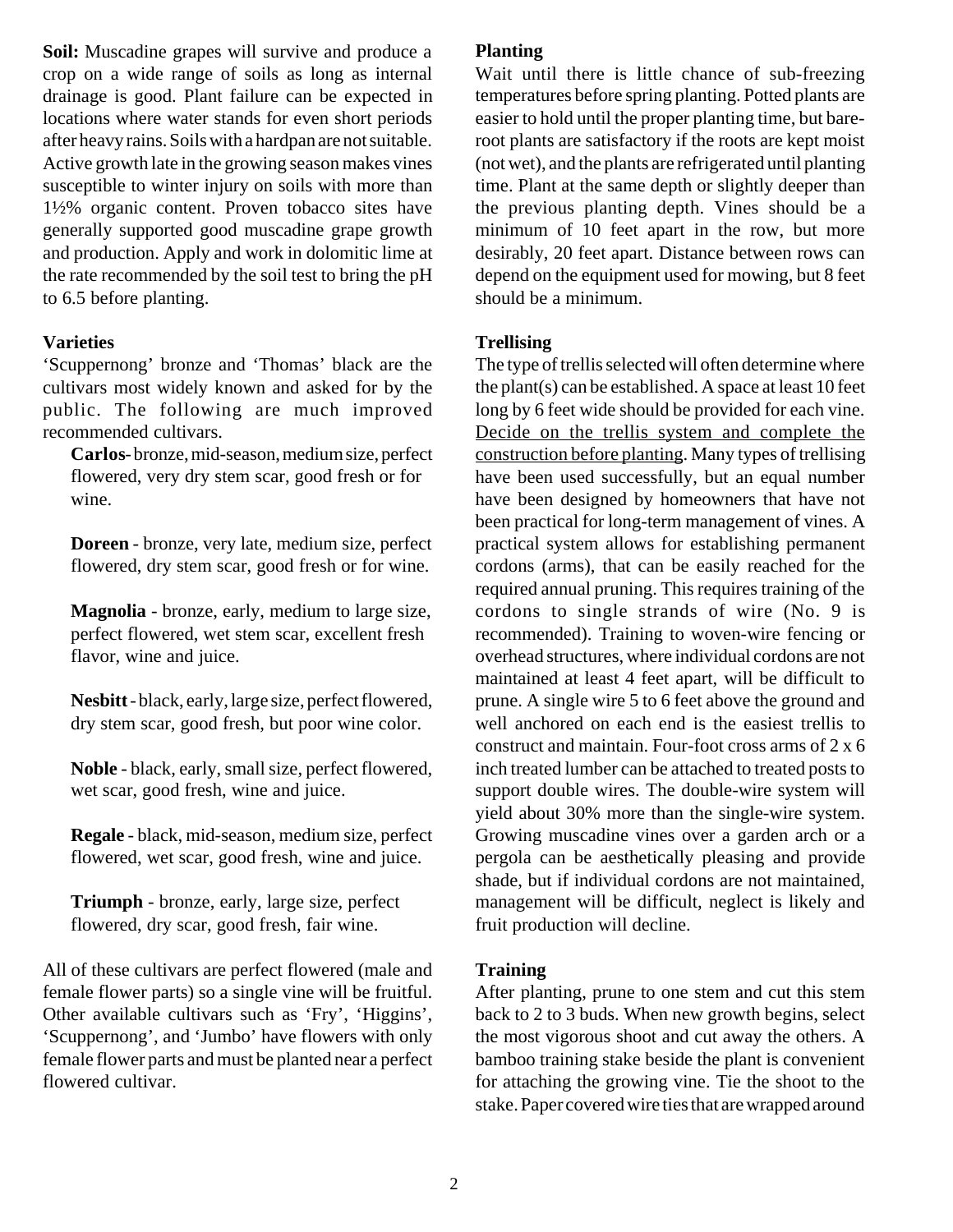**Soil:** Muscadine grapes will survive and produce a crop on a wide range of soils as long as internal drainage is good. Plant failure can be expected in locations where water stands for even short periods after heavy rains. Soils with a hardpan are not suitable. Active growth late in the growing season makes vines susceptible to winter injury on soils with more than 1½% organic content. Proven tobacco sites have generally supported good muscadine grape growth and production. Apply and work in dolomitic lime at the rate recommended by the soil test to bring the pH to 6.5 before planting.

### Varieties

'Scuppernong' bronze and 'Thomas' black are the cultivars most widely known and asked for by the public. The following are much improved recommended cultivars.

**Carlos**- bronze, mid-season, medium size, perfect flowered, very dry stem scar, good fresh or for wine.

**Doreen** - bronze, very late, medium size, perfect flowered, dry stem scar, good fresh or for wine.

**Magnolia** - bronze, early, medium to large size, perfect flowered, wet stem scar, excellent fresh flavor, wine and juice.

**Nesbitt** - black, early, large size, perfect flowered, dry stem scar, good fresh, but poor wine color.

**Noble** - black, early, small size, perfect flowered, wet scar, good fresh, wine and juice.

**Regale** - black, mid-season, medium size, perfect flowered, wet scar, good fresh, wine and juice.

**Triumph** - bronze, early, large size, perfect flowered, dry scar, good fresh, fair wine.

All of these cultivars are perfect flowered (male and female flower parts) so a single vine will be fruitful. Other available cultivars such as 'Fry', 'Higgins', 'Scuppernong', and 'Jumbo' have flowers with only female flower parts and must be planted near a perfect flowered cultivar.

### Planting

Wait until there is little chance of sub-freezing temperatures before spring planting. Potted plants are easier to hold until the proper planting time, but bare-root plants are satisfactory if the roots are kept moist (not wet), and the plants are refrigerated until planting time. Plant at the same depth or slightly deeper than the previous planting depth. Vines should be a minimum of 10 feet apart in the row, but more desirably, 20 feet apart. Distance between rows can depend on the equipment used for mowing, but 8 feet should be a minimum.

### Trellising

The type of trellis selected will often determine where the plant(s) can be established. A space at least 10 feet long by 6 feet wide should be provided for each vine. <u>Decide on the trellis system and complete the construction before planting</u>. Many types of trellising have been used successfully, but an equal number have been designed by homeowners that have not been practical for long-term management of vines. A practical system allows for establishing permanent cordons (arms), that can be easily reached for the required annual pruning. This requires training of the cordons to single strands of wire (No. 9 is recommended). Training to woven-wire fencing or overhead structures, where individual cordons are not maintained at least 4 feet apart, will be difficult to prune. A single wire 5 to 6 feet above the ground and well anchored on each end is the easiest trellis to construct and maintain. Four-foot cross arms of 2 x 6 inch treated lumber can be attached to treated posts to support double wires. The double-wire system will yield about 30% more than the single-wire system. Growing muscadine vines over a garden arch or a pergola can be aesthetically pleasing and provide shade, but if individual cordons are not maintained, management will be difficult, neglect is likely and fruit production will decline.

### Training

After planting, prune to one stem and cut this stem back to 2 to 3 buds. When new growth begins, select the most vigorous shoot and cut away the others. A bamboo training stake beside the plant is convenient for attaching the growing vine. Tie the shoot to the stake. Paper covered wire ties that are wrapped around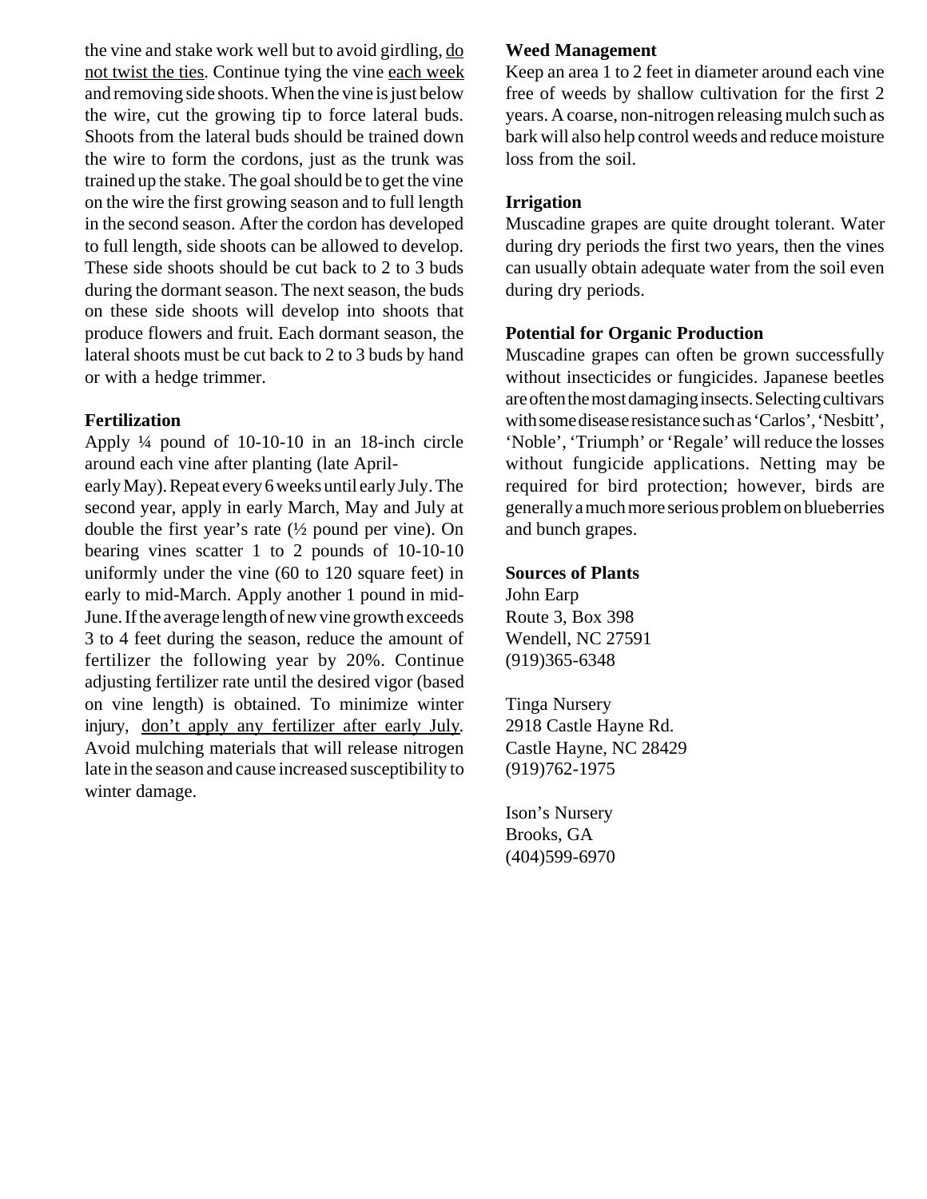the vine and stake work well but to avoid girdling, do not twist the ties. Continue tying the vine each week and removing side shoots. When the vine is just below the wire, cut the growing tip to force lateral buds. Shoots from the lateral buds should be trained down the wire to form the cordons, just as the trunk was trained up the stake. The goal should be to get the vine on the wire the first growing season and to full length in the second season. After the cordon has developed to full length, side shoots can be allowed to develop. These side shoots should be cut back to 2 to 3 buds during the dormant season. The next season, the buds on these side shoots will develop into shoots that produce flowers and fruit. Each dormant season, the lateral shoots must be cut back to 2 to 3 buds by hand or with a hedge trimmer.

**Fertilization**

Apply ¼ pound of 10-10-10 in an 18-inch circle around each vine after planting (late April-early May). Repeat every 6 weeks until early July. The second year, apply in early March, May and July at double the first year's rate (½ pound per vine). On bearing vines scatter 1 to 2 pounds of 10-10-10 uniformly under the vine (60 to 120 square feet) in early to mid-March. Apply another 1 pound in mid-June. If the average length of new vine growth exceeds 3 to 4 feet during the season, reduce the amount of fertilizer the following year by 20%. Continue adjusting fertilizer rate until the desired vigor (based on vine length) is obtained. To minimize winter injury, don't apply any fertilizer after early July. Avoid mulching materials that will release nitrogen late in the season and cause increased susceptibility to winter damage.

**Weed Management**

Keep an area 1 to 2 feet in diameter around each vine free of weeds by shallow cultivation for the first 2 years. A coarse, non-nitrogen releasing mulch such as bark will also help control weeds and reduce moisture loss from the soil.

**Irrigation**

Muscadine grapes are quite drought tolerant. Water during dry periods the first two years, then the vines can usually obtain adequate water from the soil even during dry periods.

**Potential for Organic Production**

Muscadine grapes can often be grown successfully without insecticides or fungicides. Japanese beetles are often the most damaging insects. Selecting cultivars with some disease resistance such as 'Carlos', 'Nesbitt', 'Noble', 'Triumph' or 'Regale' will reduce the losses without fungicide applications. Netting may be required for bird protection; however, birds are generally a much more serious problem on blueberries and bunch grapes.

**Sources of Plants**

John Earp
Route 3, Box 398
Wendell, NC 27591
(919)365-6348

Tinga Nursery
2918 Castle Hayne Rd.
Castle Hayne, NC 28429
(919)762-1975

Ison's Nursery
Brooks, GA
(404)599-6970